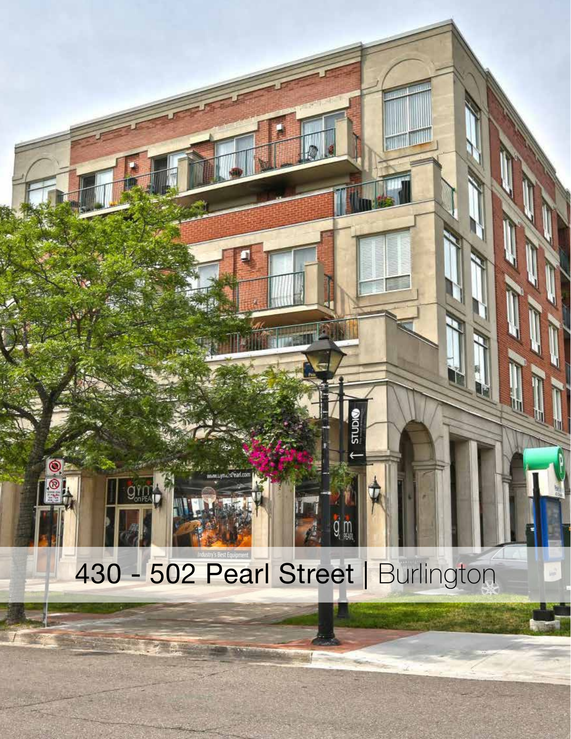# 430 - 502 Pearl Street | Burlington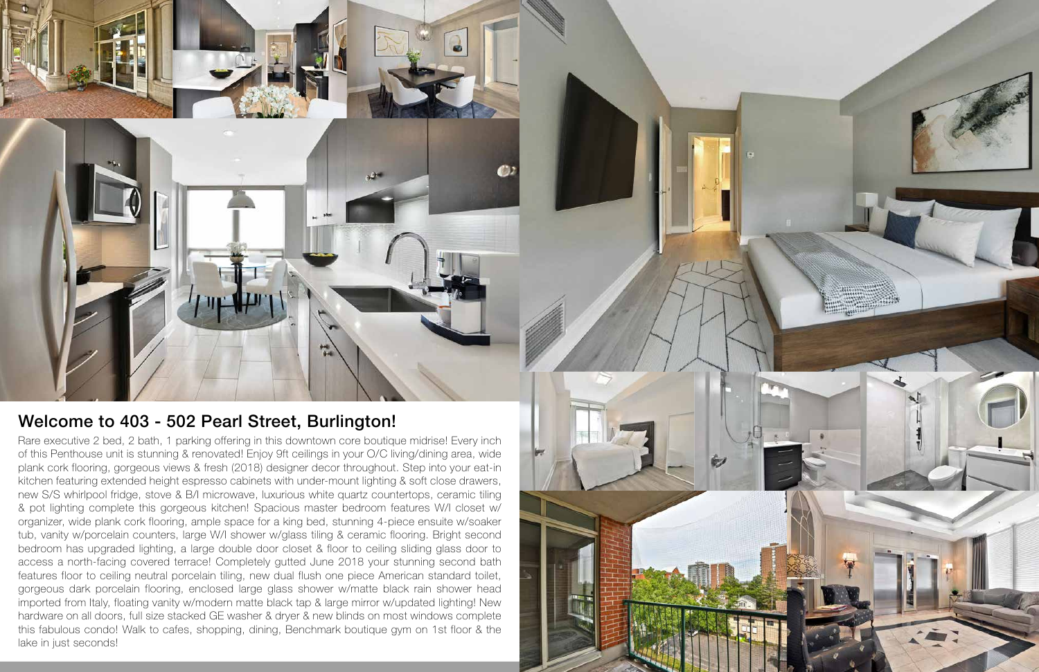## Welcome to 403 - 502 Pearl Street, Burlington!

Rare executive 2 bed, 2 bath, 1 parking offering in this downtown core boutique midrise! Every inch of this Penthouse unit is stunning & renovated! Enjoy 9ft ceilings in your O/C living/dining area, wide plank cork flooring, gorgeous views & fresh (2018) designer decor throughout. Step into your eat-in kitchen featuring extended height espresso cabinets with under-mount lighting & soft close drawers, new S/S whirlpool fridge, stove & B/I microwave, luxurious white quartz countertops, ceramic tiling & pot lighting complete this gorgeous kitchen! Spacious master bedroom features W/I closet w/ organizer, wide plank cork flooring, ample space for a king bed, stunning 4-piece ensuite w/soaker tub, vanity w/porcelain counters, large W/I shower w/glass tiling & ceramic flooring. Bright second bedroom has upgraded lighting, a large double door closet & floor to ceiling sliding glass door to access a north-facing covered terrace! Completely gutted June 2018 your stunning second bath features floor to ceiling neutral porcelain tiling, new dual flush one piece American standard toilet, gorgeous dark porcelain flooring, enclosed large glass shower w/matte black rain shower head imported from Italy, floating vanity w/modern matte black tap & large mirror w/updated lighting! New hardware on all doors, full size stacked GE washer & dryer & new blinds on most windows complete this fabulous condo! Walk to cafes, shopping, dining, Benchmark boutique gym on 1st floor & the lake in just seconds!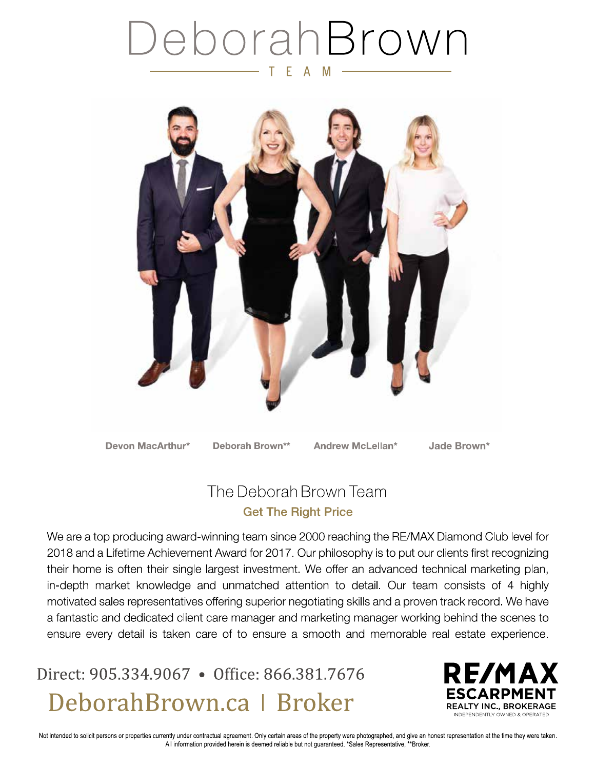# DeborahBrown

TEAM

Devon MacArthur* Deborah Brown** Andrew McLellan* Jade Brown*

## The Deborah Brown Team

**Get The Right Price**

We are a top producing award-winning team since 2000 reaching the RE/MAX Diamond Club level for 2018 and a Lifetime Achievement Award for 2017. Our philosophy is to put our clients first recognizing their home is often their single largest investment. We offer an advanced technical marketing plan, in-depth market knowledge and unmatched attention to detail. Our team consists of 4 highly motivated sales representatives offering superior negotiating skills and a proven track record. We have a fantastic and dedicated client care manager and marketing manager working behind the scenes to ensure every detail is taken care of to ensure a smooth and memorable real estate experience.

Direct: 905.334.9067 • Office: 866.381.7676

DeborahBrown.ca | Broker

RE/MAX ESCARPMENT REALTY INC., BROKERAGE
INDEPENDENTLY OWNED & OPERATED

Not intended to solicit persons or properties currently under contractual agreement. Only certain areas of the property were photographed, and give an honest representation at the time they were taken. All information provided herein is deemed reliable but not guaranteed. *Sales Representative, **Broker.